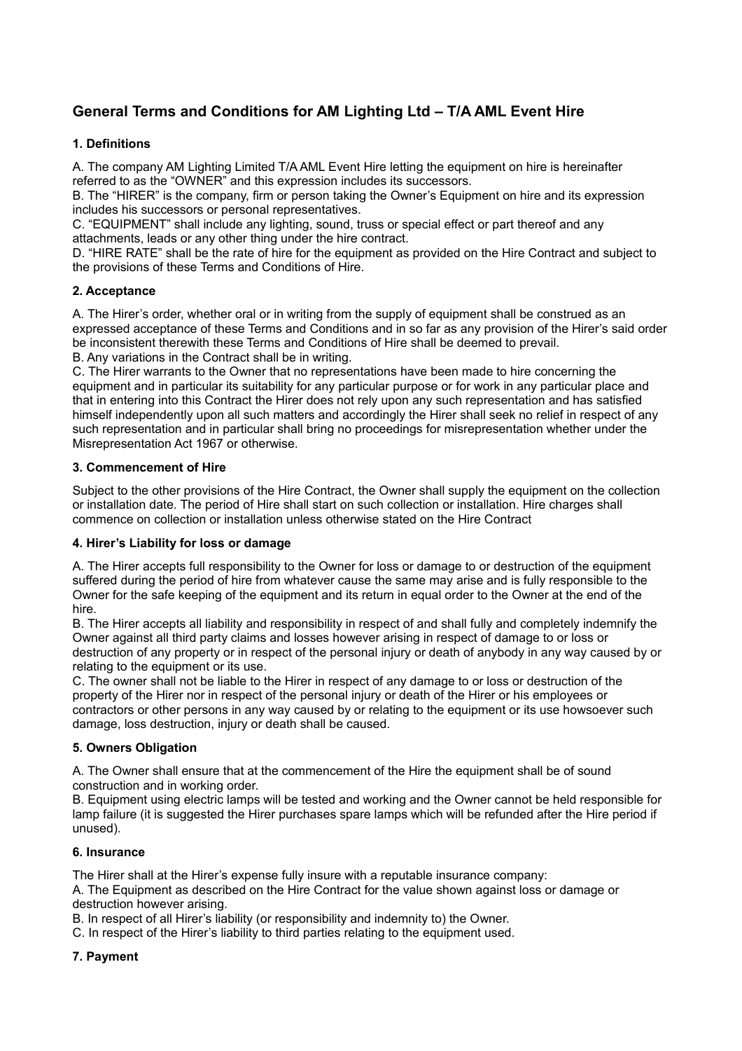# General Terms and Conditions for AM Lighting Ltd – T/A AML Event Hire

### 1. Definitions

A. The company AM Lighting Limited T/A AML Event Hire letting the equipment on hire is hereinafter referred to as the "OWNER" and this expression includes its successors.
B. The "HIRER" is the company, firm or person taking the Owner's Equipment on hire and its expression includes his successors or personal representatives.
C. "EQUIPMENT" shall include any lighting, sound, truss or special effect or part thereof and any attachments, leads or any other thing under the hire contract.
D. "HIRE RATE" shall be the rate of hire for the equipment as provided on the Hire Contract and subject to the provisions of these Terms and Conditions of Hire.

### 2. Acceptance

A. The Hirer's order, whether oral or in writing from the supply of equipment shall be construed as an expressed acceptance of these Terms and Conditions and in so far as any provision of the Hirer's said order be inconsistent therewith these Terms and Conditions of Hire shall be deemed to prevail.
B. Any variations in the Contract shall be in writing.
C. The Hirer warrants to the Owner that no representations have been made to hire concerning the equipment and in particular its suitability for any particular purpose or for work in any particular place and that in entering into this Contract the Hirer does not rely upon any such representation and has satisfied himself independently upon all such matters and accordingly the Hirer shall seek no relief in respect of any such representation and in particular shall bring no proceedings for misrepresentation whether under the Misrepresentation Act 1967 or otherwise.

### 3. Commencement of Hire

Subject to the other provisions of the Hire Contract, the Owner shall supply the equipment on the collection or installation date. The period of Hire shall start on such collection or installation. Hire charges shall commence on collection or installation unless otherwise stated on the Hire Contract

### 4. Hirer's Liability for loss or damage

A. The Hirer accepts full responsibility to the Owner for loss or damage to or destruction of the equipment suffered during the period of hire from whatever cause the same may arise and is fully responsible to the Owner for the safe keeping of the equipment and its return in equal order to the Owner at the end of the hire.
B. The Hirer accepts all liability and responsibility in respect of and shall fully and completely indemnify the Owner against all third party claims and losses however arising in respect of damage to or loss or destruction of any property or in respect of the personal injury or death of anybody in any way caused by or relating to the equipment or its use.
C. The owner shall not be liable to the Hirer in respect of any damage to or loss or destruction of the property of the Hirer nor in respect of the personal injury or death of the Hirer or his employees or contractors or other persons in any way caused by or relating to the equipment or its use howsoever such damage, loss destruction, injury or death shall be caused.

### 5. Owners Obligation

A. The Owner shall ensure that at the commencement of the Hire the equipment shall be of sound construction and in working order.
B. Equipment using electric lamps will be tested and working and the Owner cannot be held responsible for lamp failure (it is suggested the Hirer purchases spare lamps which will be refunded after the Hire period if unused).

### 6. Insurance

The Hirer shall at the Hirer's expense fully insure with a reputable insurance company:
A. The Equipment as described on the Hire Contract for the value shown against loss or damage or destruction however arising.
B. In respect of all Hirer's liability (or responsibility and indemnity to) the Owner.
C. In respect of the Hirer's liability to third parties relating to the equipment used.

### 7. Payment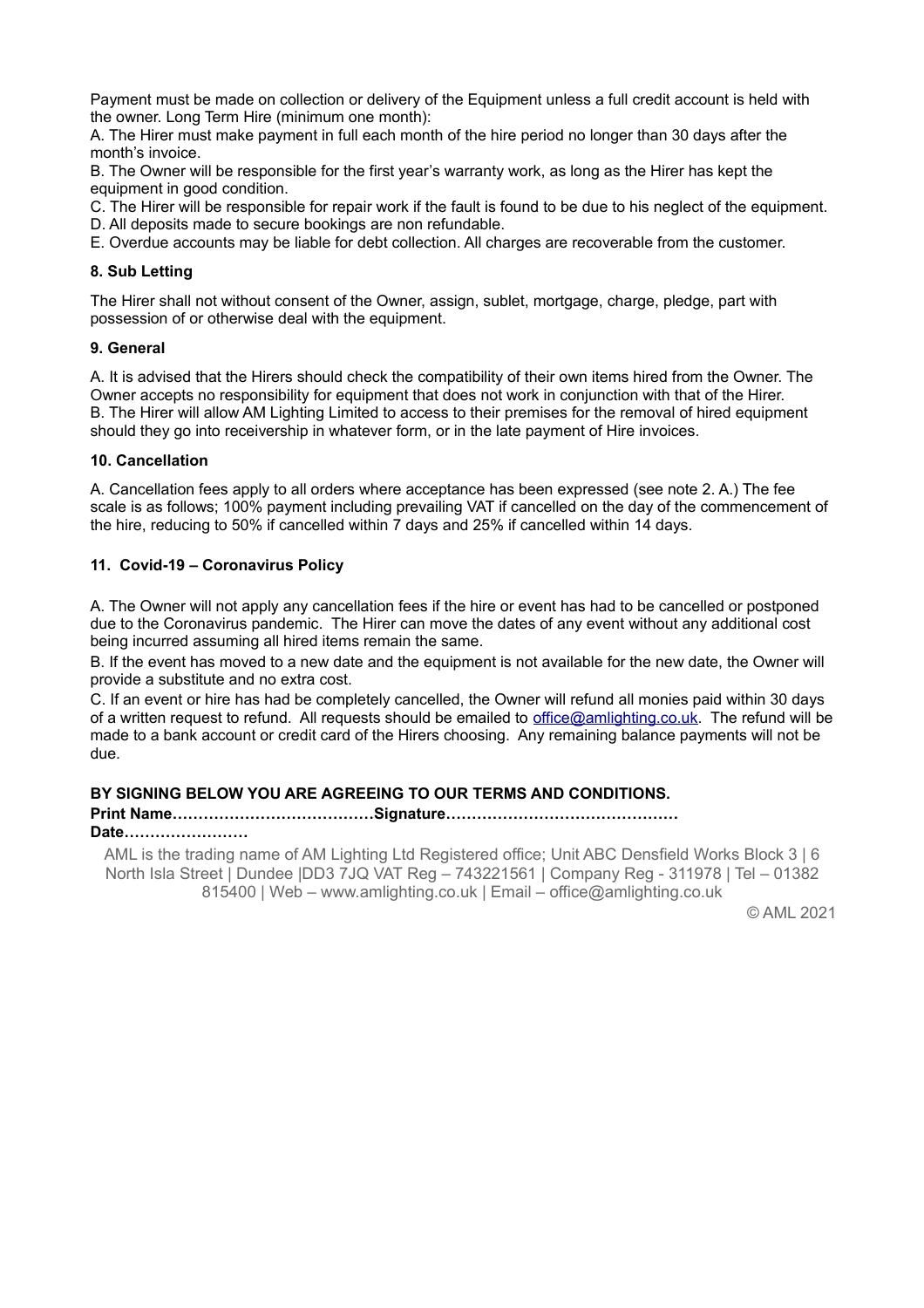Payment must be made on collection or delivery of the Equipment unless a full credit account is held with the owner. Long Term Hire (minimum one month):

A. The Hirer must make payment in full each month of the hire period no longer than 30 days after the month's invoice.

B. The Owner will be responsible for the first year's warranty work, as long as the Hirer has kept the equipment in good condition.

C. The Hirer will be responsible for repair work if the fault is found to be due to his neglect of the equipment.

D. All deposits made to secure bookings are non refundable.

E. Overdue accounts may be liable for debt collection. All charges are recoverable from the customer.

**8. Sub Letting**

The Hirer shall not without consent of the Owner, assign, sublet, mortgage, charge, pledge, part with possession of or otherwise deal with the equipment.

**9. General**

A. It is advised that the Hirers should check the compatibility of their own items hired from the Owner. The Owner accepts no responsibility for equipment that does not work in conjunction with that of the Hirer.

B. The Hirer will allow AM Lighting Limited to access to their premises for the removal of hired equipment should they go into receivership in whatever form, or in the late payment of Hire invoices.

**10. Cancellation**

A. Cancellation fees apply to all orders where acceptance has been expressed (see note 2. A.) The fee scale is as follows; 100% payment including prevailing VAT if cancelled on the day of the commencement of the hire, reducing to 50% if cancelled within 7 days and 25% if cancelled within 14 days.

**11. Covid-19 – Coronavirus Policy**

A. The Owner will not apply any cancellation fees if the hire or event has had to be cancelled or postponed due to the Coronavirus pandemic. The Hirer can move the dates of any event without any additional cost being incurred assuming all hired items remain the same.

B. If the event has moved to a new date and the equipment is not available for the new date, the Owner will provide a substitute and no extra cost.

C. If an event or hire has had be completely cancelled, the Owner will refund all monies paid within 30 days of a written request to refund. All requests should be emailed to office@amlighting.co.uk. The refund will be made to a bank account or credit card of the Hirers choosing. Any remaining balance payments will not be due.

**BY SIGNING BELOW YOU ARE AGREEING TO OUR TERMS AND CONDITIONS.**

**Print Name…………………………………Signature………………………………………**

**Date……………………**

AML is the trading name of AM Lighting Ltd Registered office; Unit ABC Densfield Works Block 3 | 6 North Isla Street | Dundee |DD3 7JQ VAT Reg – 743221561 | Company Reg - 311978 | Tel – 01382 815400 | Web – www.amlighting.co.uk | Email – office@amlighting.co.uk

© AML 2021